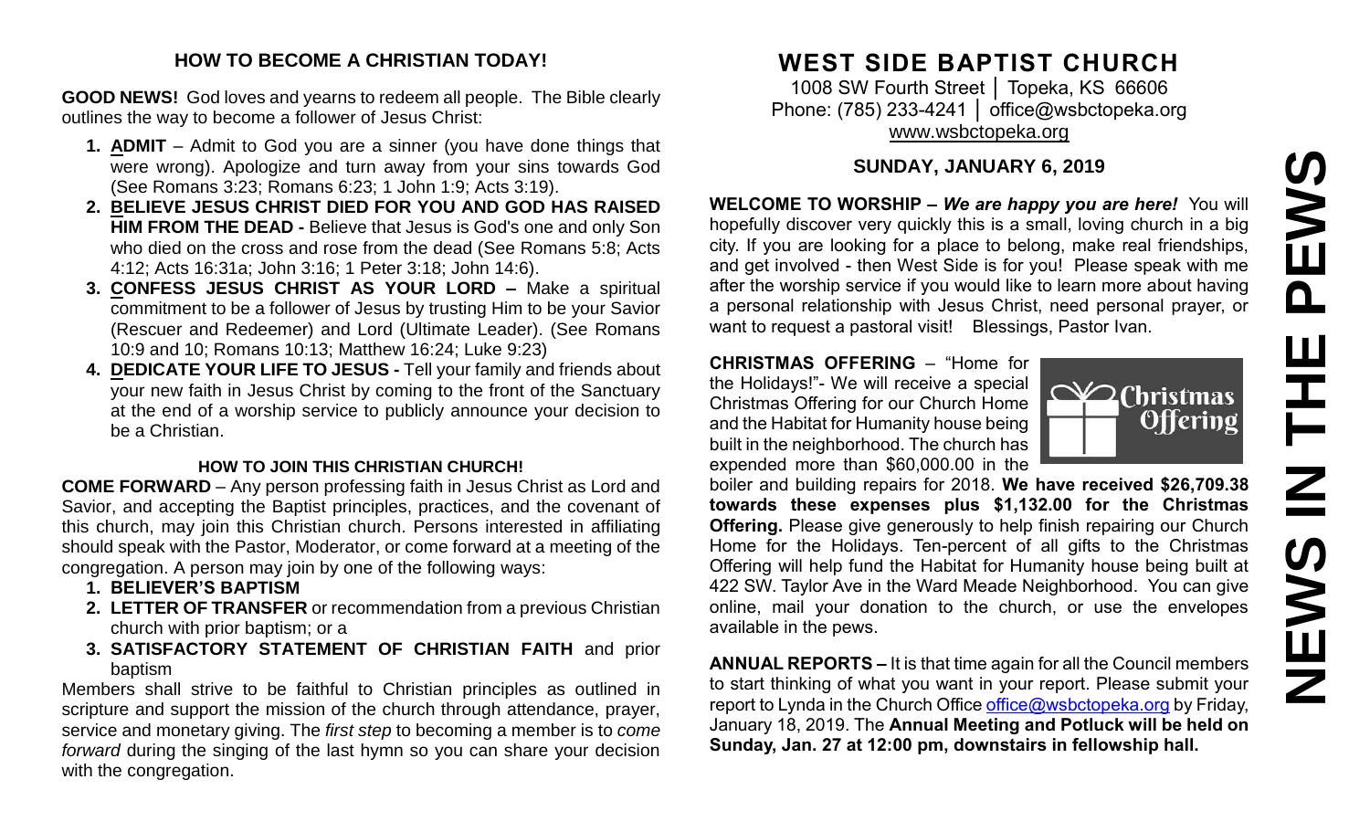## HOW TO BECOME A CHRISTIAN TODAY!

**GOOD NEWS!** God loves and yearns to redeem all people. The Bible clearly outlines the way to become a follower of Jesus Christ:

1. **ADMIT** – Admit to God you are a sinner (you have done things that were wrong). Apologize and turn away from your sins towards God (See Romans 3:23; Romans 6:23; 1 John 1:9; Acts 3:19).
2. **BELIEVE JESUS CHRIST DIED FOR YOU AND GOD HAS RAISED HIM FROM THE DEAD -** Believe that Jesus is God's one and only Son who died on the cross and rose from the dead (See Romans 5:8; Acts 4:12; Acts 16:31a; John 3:16; 1 Peter 3:18; John 14:6).
3. **CONFESS JESUS CHRIST AS YOUR LORD –** Make a spiritual commitment to be a follower of Jesus by trusting Him to be your Savior (Rescuer and Redeemer) and Lord (Ultimate Leader). (See Romans 10:9 and 10; Romans 10:13; Matthew 16:24; Luke 9:23)
4. **DEDICATE YOUR LIFE TO JESUS -** Tell your family and friends about your new faith in Jesus Christ by coming to the front of the Sanctuary at the end of a worship service to publicly announce your decision to be a Christian.

### HOW TO JOIN THIS CHRISTIAN CHURCH!

**COME FORWARD** – Any person professing faith in Jesus Christ as Lord and Savior, and accepting the Baptist principles, practices, and the covenant of this church, may join this Christian church. Persons interested in affiliating should speak with the Pastor, Moderator, or come forward at a meeting of the congregation. A person may join by one of the following ways:

1. **BELIEVER'S BAPTISM**
2. **LETTER OF TRANSFER** or recommendation from a previous Christian church with prior baptism; or a
3. **SATISFACTORY STATEMENT OF CHRISTIAN FAITH** and prior baptism

Members shall strive to be faithful to Christian principles as outlined in scripture and support the mission of the church through attendance, prayer, service and monetary giving. The *first step* to becoming a member is to *come forward* during the singing of the last hymn so you can share your decision with the congregation.

# WEST SIDE BAPTIST CHURCH

1008 SW Fourth Street │ Topeka, KS 66606
Phone: (785) 233-4241 │ office@wsbctopeka.org
www.wsbctopeka.org

## SUNDAY, JANUARY 6, 2019

**WELCOME TO WORSHIP –** ***We are happy you are here!*** You will hopefully discover very quickly this is a small, loving church in a big city. If you are looking for a place to belong, make real friendships, and get involved - then West Side is for you! Please speak with me after the worship service if you would like to learn more about having a personal relationship with Jesus Christ, need personal prayer, or want to request a pastoral visit! Blessings, Pastor Ivan.

**CHRISTMAS OFFERING** – "Home for the Holidays!"- We will receive a special Christmas Offering for our Church Home and the Habitat for Humanity house being built in the neighborhood. The church has expended more than $60,000.00 in the boiler and building repairs for 2018. **We have received $26,709.38 towards these expenses plus $1,132.00 for the Christmas Offering.** Please give generously to help finish repairing our Church Home for the Holidays. Ten-percent of all gifts to the Christmas Offering will help fund the Habitat for Humanity house being built at 422 SW. Taylor Ave in the Ward Meade Neighborhood. You can give online, mail your donation to the church, or use the envelopes available in the pews.

**ANNUAL REPORTS –** It is that time again for all the Council members to start thinking of what you want in your report. Please submit your report to Lynda in the Church Office office@wsbctopeka.org by Friday, January 18, 2019. The **Annual Meeting and Potluck will be held on Sunday, Jan. 27 at 12:00 pm, downstairs in fellowship hall.**

# NEWS IN THE PEWS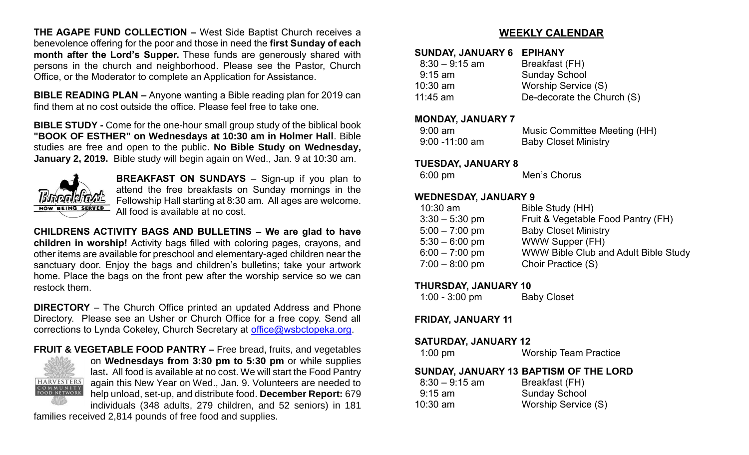**THE AGAPE FUND COLLECTION –** West Side Baptist Church receives a benevolence offering for the poor and those in need the **first Sunday of each month after the Lord's Supper.** These funds are generously shared with persons in the church and neighborhood. Please see the Pastor, Church Office, or the Moderator to complete an Application for Assistance.

**BIBLE READING PLAN –** Anyone wanting a Bible reading plan for 2019 can find them at no cost outside the office. Please feel free to take one.

**BIBLE STUDY -** Come for the one-hour small group study of the biblical book **"BOOK OF ESTHER" on Wednesdays at 10:30 am in Holmer Hall**. Bible studies are free and open to the public. **No Bible Study on Wednesday, January 2, 2019.** Bible study will begin again on Wed., Jan. 9 at 10:30 am.

**BREAKFAST ON SUNDAYS** – Sign-up if you plan to attend the free breakfasts on Sunday mornings in the Fellowship Hall starting at 8:30 am. All ages are welcome. All food is available at no cost.

**CHILDRENS ACTIVITY BAGS AND BULLETINS – We are glad to have children in worship!** Activity bags filled with coloring pages, crayons, and other items are available for preschool and elementary-aged children near the sanctuary door. Enjoy the bags and children's bulletins; take your artwork home. Place the bags on the front pew after the worship service so we can restock them.

**DIRECTORY** – The Church Office printed an updated Address and Phone Directory. Please see an Usher or Church Office for a free copy. Send all corrections to Lynda Cokeley, Church Secretary at office@wsbctopeka.org.

**FRUIT & VEGETABLE FOOD PANTRY –** Free bread, fruits, and vegetables on **Wednesdays from 3:30 pm to 5:30 pm** or while supplies last**.** All food is available at no cost. We will start the Food Pantry again this New Year on Wed., Jan. 9. Volunteers are needed to help unload, set-up, and distribute food. **December Report:** 679 individuals (348 adults, 279 children, and 52 seniors) in 181 families received 2,814 pounds of free food and supplies.

## WEEKLY CALENDAR

**SUNDAY, JANUARY 6 EPIHANY**

| | |
|---|---|
| 8:30 – 9:15 am | Breakfast (FH) |
| 9:15 am | Sunday School |
| 10:30 am | Worship Service (S) |
| 11:45 am | De-decorate the Church (S) |

**MONDAY, JANUARY 7**

| | |
|---|---|
| 9:00 am | Music Committee Meeting (HH) |
| 9:00 -11:00 am | Baby Closet Ministry |

**TUESDAY, JANUARY 8**

| | |
|---|---|
| 6:00 pm | Men's Chorus |

**WEDNESDAY, JANUARY 9**

| | |
|---|---|
| 10:30 am | Bible Study (HH) |
| 3:30 – 5:30 pm | Fruit & Vegetable Food Pantry (FH) |
| 5:00 – 7:00 pm | Baby Closet Ministry |
| 5:30 – 6:00 pm | WWW Supper (FH) |
| 6:00 – 7:00 pm | WWW Bible Club and Adult Bible Study |
| 7:00 – 8:00 pm | Choir Practice (S) |

**THURSDAY, JANUARY 10**

| | |
|---|---|
| 1:00 - 3:00 pm | Baby Closet |

**FRIDAY, JANUARY 11**

**SATURDAY, JANUARY 12**

| | |
|---|---|
| 1:00 pm | Worship Team Practice |

**SUNDAY, JANUARY 13 BAPTISM OF THE LORD**

| | |
|---|---|
| 8:30 – 9:15 am | Breakfast (FH) |
| 9:15 am | Sunday School |
| 10:30 am | Worship Service (S) |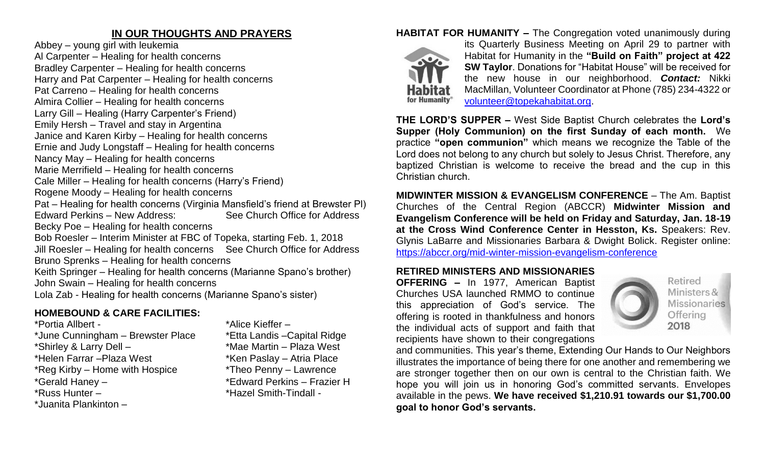## IN OUR THOUGHTS AND PRAYERS

Abbey – young girl with leukemia
Al Carpenter – Healing for health concerns
Bradley Carpenter – Healing for health concerns
Harry and Pat Carpenter – Healing for health concerns
Pat Carreno – Healing for health concerns
Almira Collier – Healing for health concerns
Larry Gill – Healing (Harry Carpenter's Friend)
Emily Hersh – Travel and stay in Argentina
Janice and Karen Kirby – Healing for health concerns
Ernie and Judy Longstaff – Healing for health concerns
Nancy May – Healing for health concerns
Marie Merrifield – Healing for health concerns
Cale Miller – Healing for health concerns (Harry's Friend)
Rogene Moody – Healing for health concerns
Pat – Healing for health concerns (Virginia Mansfield's friend at Brewster Pl)
Edward Perkins – New Address: See Church Office for Address
Becky Poe – Healing for health concerns
Bob Roesler – Interim Minister at FBC of Topeka, starting Feb. 1, 2018
Jill Roesler – Healing for health concerns See Church Office for Address
Bruno Sprenks – Healing for health concerns
Keith Springer – Healing for health concerns (Marianne Spano's brother)
John Swain – Healing for health concerns
Lola Zab - Healing for health concerns (Marianne Spano's sister)

### HOMEBOUND & CARE FACILITIES:

*Portia Allbert -
*June Cunningham – Brewster Place
*Shirley & Larry Dell –
*Helen Farrar –Plaza West
*Reg Kirby – Home with Hospice
*Gerald Haney –
*Russ Hunter –
*Juanita Plankinton –
*Alice Kieffer –
*Etta Landis –Capital Ridge
*Mae Martin – Plaza West
*Ken Paslay – Atria Place
*Theo Penny – Lawrence
*Edward Perkins – Frazier H
*Hazel Smith-Tindall -

**HABITAT FOR HUMANITY –** The Congregation voted unanimously during its Quarterly Business Meeting on April 29 to partner with Habitat for Humanity in the **"Build on Faith" project at 422 SW Taylor**. Donations for "Habitat House" will be received for the new house in our neighborhood. ***Contact:*** Nikki MacMillan, Volunteer Coordinator at Phone (785) 234-4322 or volunteer@topekahabitat.org.

**THE LORD'S SUPPER –** West Side Baptist Church celebrates the **Lord's Supper (Holy Communion) on the first Sunday of each month.** We practice **"open communion"** which means we recognize the Table of the Lord does not belong to any church but solely to Jesus Christ. Therefore, any baptized Christian is welcome to receive the bread and the cup in this Christian church.

**MIDWINTER MISSION & EVANGELISM CONFERENCE** – The Am. Baptist Churches of the Central Region (ABCCR) **Midwinter Mission and Evangelism Conference will be held on Friday and Saturday, Jan. 18-19 at the Cross Wind Conference Center in Hesston, Ks.** Speakers: Rev. Glynis LaBarre and Missionaries Barbara & Dwight Bolick. Register online: https://abccr.org/mid-winter-mission-evangelism-conference

**RETIRED MINISTERS AND MISSIONARIES OFFERING –** In 1977, American Baptist Churches USA launched RMMO to continue this appreciation of God's service. The offering is rooted in thankfulness and honors the individual acts of support and faith that recipients have shown to their congregations and communities. This year's theme, Extending Our Hands to Our Neighbors illustrates the importance of being there for one another and remembering we are stronger together then on our own is central to the Christian faith. We hope you will join us in honoring God's committed servants. Envelopes available in the pews. **We have received $1,210.91 towards our $1,700.00 goal to honor God's servants.**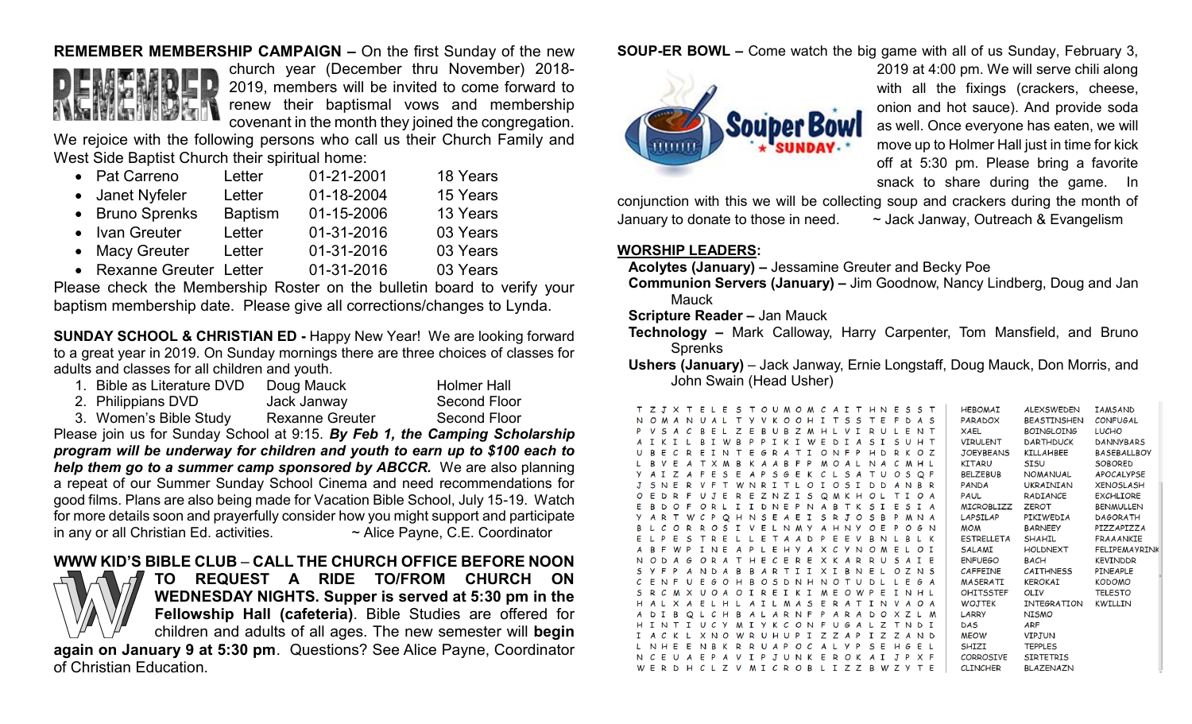**REMEMBER MEMBERSHIP CAMPAIGN –** On the first Sunday of the new church year (December thru November) 2018-2019, members will be invited to come forward to renew their baptismal vows and membership covenant in the month they joined the congregation. We rejoice with the following persons who call us their Church Family and West Side Baptist Church their spiritual home:

| | | | |
|---|---|---|---|
| • Pat Carreno | Letter | 01-21-2001 | 18 Years |
| • Janet Nyfeler | Letter | 01-18-2004 | 15 Years |
| • Bruno Sprenks | Baptism | 01-15-2006 | 13 Years |
| • Ivan Greuter | Letter | 01-31-2016 | 03 Years |
| • Macy Greuter | Letter | 01-31-2016 | 03 Years |
| • Rexanne Greuter | Letter | 01-31-2016 | 03 Years |

Please check the Membership Roster on the bulletin board to verify your baptism membership date. Please give all corrections/changes to Lynda.

**SUNDAY SCHOOL & CHRISTIAN ED -** Happy New Year! We are looking forward to a great year in 2019. On Sunday mornings there are three choices of classes for adults and classes for all children and youth.

| | | |
|---|---|---|
| 1. Bible as Literature DVD | Doug Mauck | Holmer Hall |
| 2. Philippians DVD | Jack Janway | Second Floor |
| 3. Women's Bible Study | Rexanne Greuter | Second Floor |

Please join us for Sunday School at 9:15. ***By Feb 1, the Camping Scholarship program will be underway for children and youth to earn up to $100 each to help them go to a summer camp sponsored by ABCCR.*** We are also planning a repeat of our Summer Sunday School Cinema and need recommendations for good films. Plans are also being made for Vacation Bible School, July 15-19. Watch for more details soon and prayerfully consider how you might support and participate in any or all Christian Ed. activities. ~ Alice Payne, C.E. Coordinator

**WWW KID'S BIBLE CLUB – CALL THE CHURCH OFFICE BEFORE NOON TO REQUEST A RIDE TO/FROM CHURCH ON WEDNESDAY NIGHTS. Supper is served at 5:30 pm in the Fellowship Hall (cafeteria)**. Bible Studies are offered for children and adults of all ages. The new semester will **begin again on January 9 at 5:30 pm**. Questions? See Alice Payne, Coordinator of Christian Education.

**SOUP-ER BOWL –** Come watch the big game with all of us Sunday, February 3, 2019 at 4:00 pm. We will serve chili along with all the fixings (crackers, cheese, onion and hot sauce). And provide soda as well. Once everyone has eaten, we will move up to Holmer Hall just in time for kick off at 5:30 pm. Please bring a favorite snack to share during the game. In conjunction with this we will be collecting soup and crackers during the month of January to donate to those in need. ~ Jack Janway, Outreach & Evangelism

**WORSHIP LEADERS:**

**Acolytes (January) –** Jessamine Greuter and Becky Poe

**Communion Servers (January) –** Jim Goodnow, Nancy Lindberg, Doug and Jan Mauck

**Scripture Reader –** Jan Mauck

**Technology –** Mark Calloway, Harry Carpenter, Tom Mansfield, and Bruno Sprenks

**Ushers (January)** – Jack Janway, Ernie Longstaff, Doug Mauck, Don Morris, and John Swain (Head Usher)

```
T Z J X T E L E S T O U M O M C A I T H N E S S T
N O M A N U A L T Y V K O O H I T S S T E F D A S
P V S A C B E L Z E B U B Z M H L V I R U L E N T
A I K I L B I W B P P I K I W E D I A S I S U H T
U B E C R E I N T E G R A T I O N F P H D R K O Z
L B V E A T X M B K A A B F P M O A L N A C M H L
Y A I Z A F E S E A P S G E K C L S A T U O S Q F
J S N E R V F T W N R I T L O I O S I D D A N B R
O E D R F U J E R E Z N Z I S Q M K H O L T I O A
E B D O F O R L I I D N E P N A B T K S I E S I A
Y A R T W C P Q H N S E A E I S R J O S B P M N A
B L C O R R O S I V E L N M Y A H N Y O E P O G N
E L P E S T R E L L E T A A D P E E V B N L B L K
A B F W P I N E A P L E H Y A X C Y N O M E L O I
N O D A G O R A T H E C E R E X K A R R U S A I E
S Y F P A N D A B B A R T I I X I B N E L O Z N S
C E N F U E G O H B O S D N H N O T U D L L E G A
S R C M X U O A O I R E I K I M E O W P E I N H L
H A L X A E L H L A I L M A S E R A T I N V A O A
A D I B Q L C H B A L A R N F P A R A D O X Z L M
H I N T I U C Y M I Y K C O N F U G A L Z T N D I
I A C K L X N O W R U H U P I Z Z A P I Z Z A N D
L N H E E N B K R R U A P O C A L Y P S E H G E L
N C E U A E P A V I P J U N K E R O K A I J P X F
W E R D H C L Z V M I C R O B L I Z Z B W Z Y T E
```

| | | |
|---|---|---|
| HEBOMAI | ALEXSWEDEN | IAMSAND |
| PARADOX | BEASTINSHEN | CONFUGAL |
| XAEL | BOINGLOING | LUCHO |
| VIRULENT | DARTHDUCK | DANNYBARS |
| JOEYBEANS | KILLAHBEE | BASEBALLBOY |
| KITARU | SISU | SOBORED |
| BELZEBUB | NOMANUAL | APOCALYPSE |
| PANDA | UKRAINIAN | XENOSLASH |
| PAUL | RADIANCE | EXCHLIORE |
| MICROBLIZZ | ZEROT | BENMULLEN |
| LAPSILAP | PIKIWEDIA | DAGORATH |
| MOM | BARNEEY | PIZZAPIZZA |
| ESTRELLETA | SHAHIL | FRAAANKIE |
| SALAMI | HOLDNEXT | FELIPEMAYRINK |
| ENFUEGO | BACH | KEVINDDR |
| CAFFEINE | CAITHNESS | PINEAPLE |
| MASERATI | KEROKAI | KODOMO |
| OHITSSTEF | OLIV | TELESTO |
| WOJTEK | INTEGRATION | KWILLIN |
| LARRY | NISMO | |
| DAS | ARF | |
| MEOW | VIPJUN | |
| SHIZI | TEPPLES | |
| CORROSIVE | SIRTETRIS | |
| CLINCHER | BLAZENAZN | |